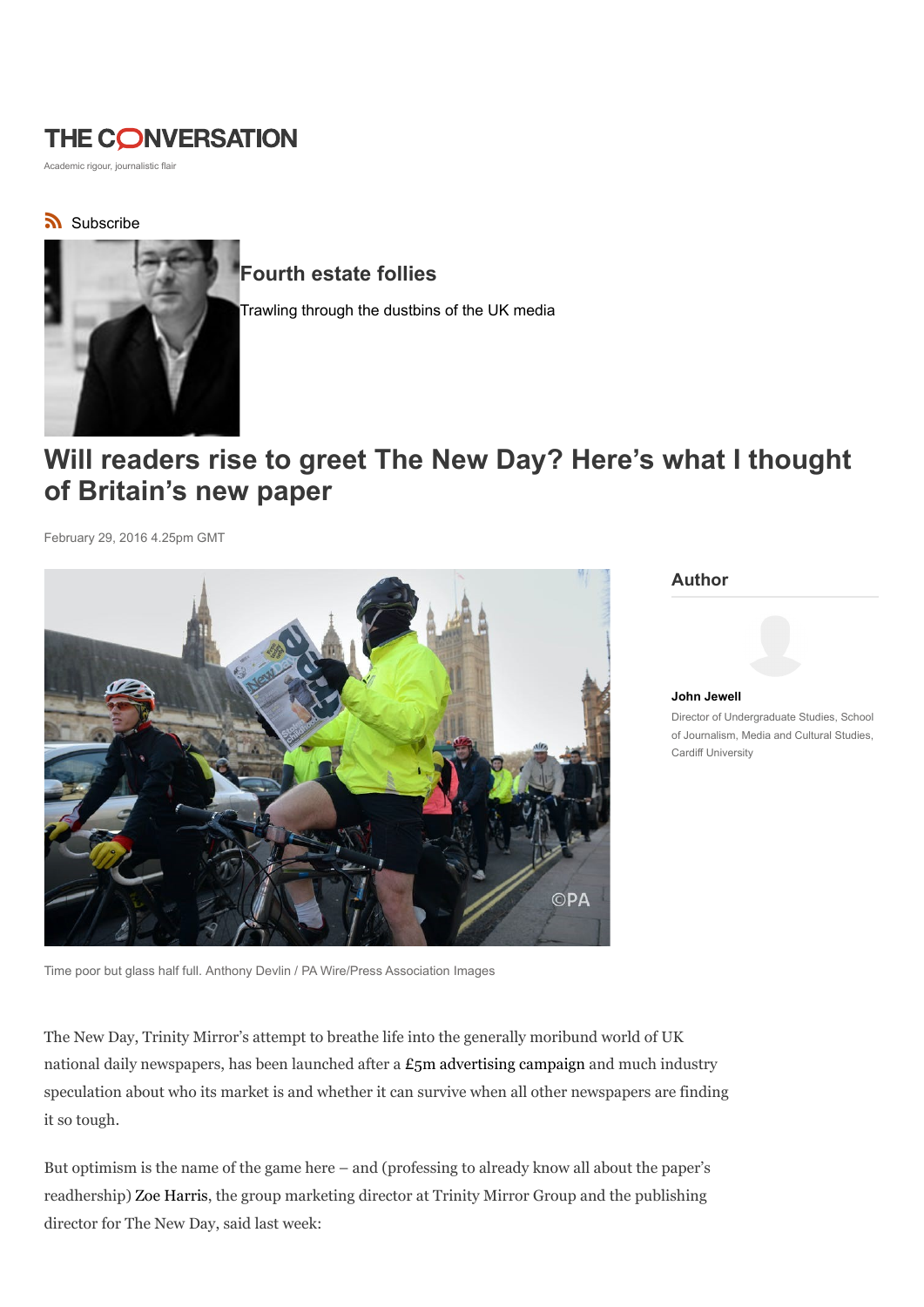THE CONVERSATION

Academic rigour, journalistic flair

Subscribe

## Fourth estate follies

Trawling through the dustbins of the UK media

# Will readers rise to greet The New Day? Here's what I thought of Britain's new paper

February 29, 2016 4.25pm GMT

Time poor but glass half full. Anthony Devlin / PA Wire/Press Association Images

**Author**

**John Jewell**

Director of Undergraduate Studies, School of Journalism, Media and Cultural Studies, Cardiff University

The New Day, Trinity Mirror's attempt to breathe life into the generally moribund world of UK national daily newspapers, has been launched after a £5m advertising campaign and much industry speculation about who its market is and whether it can survive when all other newspapers are finding it so tough.

But optimism is the name of the game here – and (professing to already know all about the paper's readership) Zoe Harris, the group marketing director at Trinity Mirror Group and the publishing director for The New Day, said last week: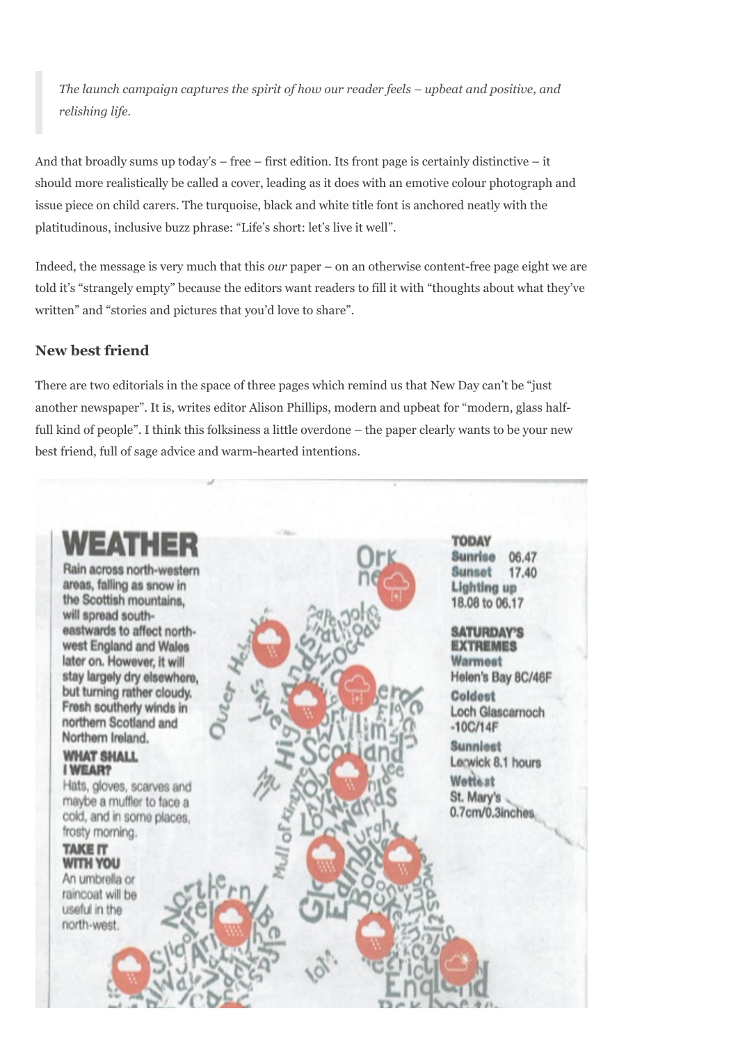> *The launch campaign captures the spirit of how our reader feels – upbeat and positive, and relishing life.*

And that broadly sums up today's – free – first edition. Its front page is certainly distinctive – it should more realistically be called a cover, leading as it does with an emotive colour photograph and issue piece on child carers. The turquoise, black and white title font is anchored neatly with the platitudinous, inclusive buzz phrase: "Life's short: let's live it well".

Indeed, the message is very much that this *our* paper – on an otherwise content-free page eight we are told it's "strangely empty" because the editors want readers to fill it with "thoughts about what they've written" and "stories and pictures that you'd love to share".

### New best friend

There are two editorials in the space of three pages which remind us that New Day can't be "just another newspaper". It is, writes editor Alison Phillips, modern and upbeat for "modern, glass half-full kind of people". I think this folksiness a little overdone – the paper clearly wants to be your new best friend, full of sage advice and warm-hearted intentions.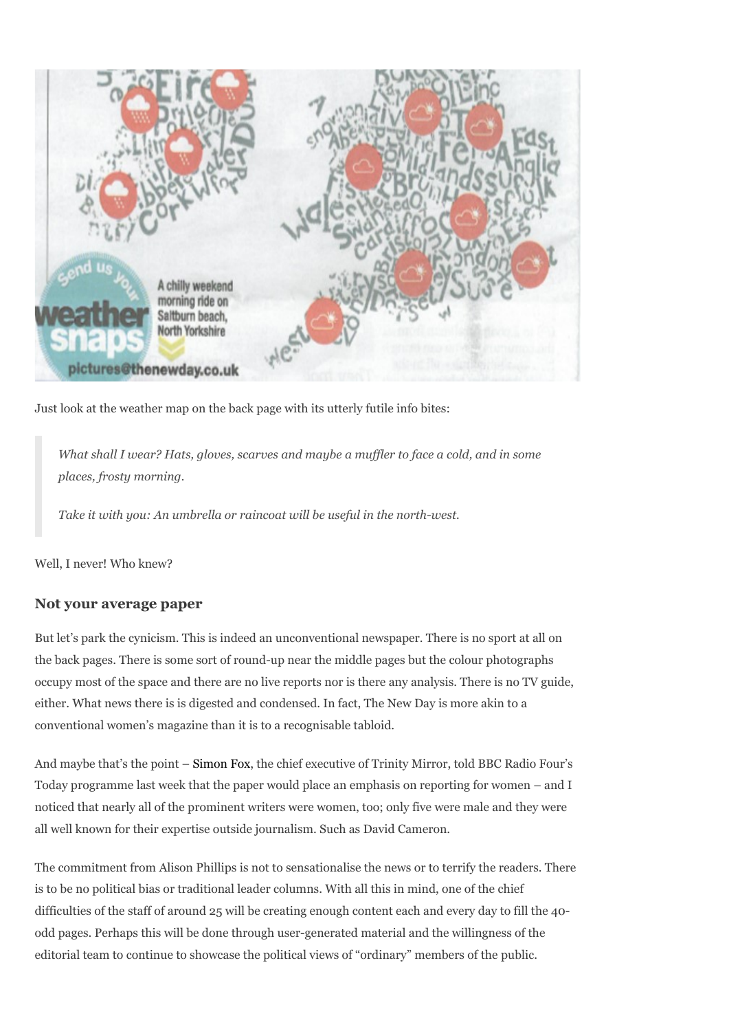Just look at the weather map on the back page with its utterly futile info bites:

> *What shall I wear? Hats, gloves, scarves and maybe a muffler to face a cold, and in some places, frosty morning.*
>
> *Take it with you: An umbrella or raincoat will be useful in the north-west.*

Well, I never! Who knew?

### Not your average paper

But let's park the cynicism. This is indeed an unconventional newspaper. There is no sport at all on the back pages. There is some sort of round-up near the middle pages but the colour photographs occupy most of the space and there are no live reports nor is there any analysis. There is no TV guide, either. What news there is is digested and condensed. In fact, The New Day is more akin to a conventional women's magazine than it is to a recognisable tabloid.

And maybe that's the point – Simon Fox, the chief executive of Trinity Mirror, told BBC Radio Four's Today programme last week that the paper would place an emphasis on reporting for women – and I noticed that nearly all of the prominent writers were women, too; only five were male and they were all well known for their expertise outside journalism. Such as David Cameron.

The commitment from Alison Phillips is not to sensationalise the news or to terrify the readers. There is to be no political bias or traditional leader columns. With all this in mind, one of the chief difficulties of the staff of around 25 will be creating enough content each and every day to fill the 40-odd pages. Perhaps this will be done through user-generated material and the willingness of the editorial team to continue to showcase the political views of "ordinary" members of the public.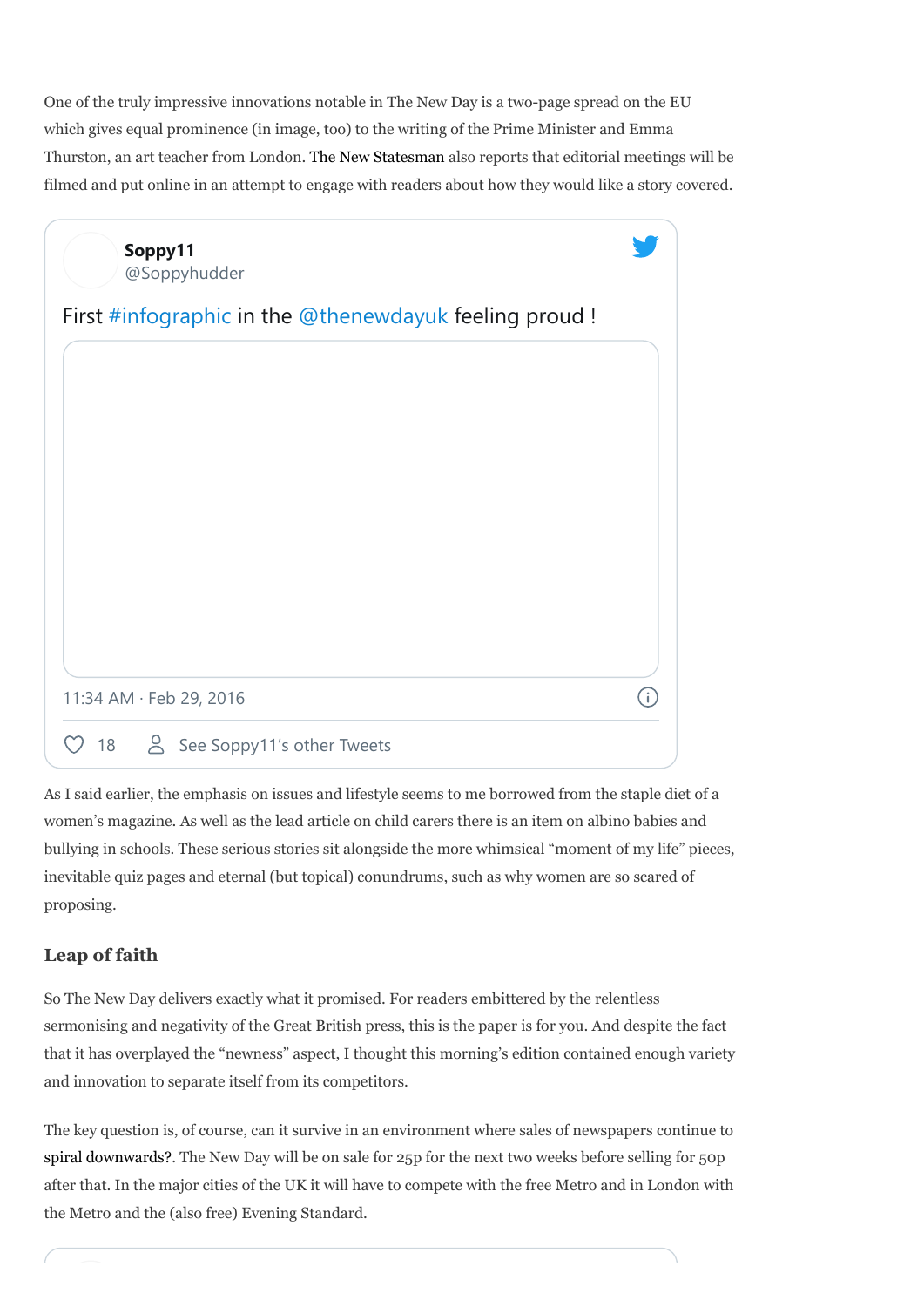One of the truly impressive innovations notable in The New Day is a two-page spread on the EU which gives equal prominence (in image, too) to the writing of the Prime Minister and Emma Thurston, an art teacher from London. The New Statesman also reports that editorial meetings will be filmed and put online in an attempt to engage with readers about how they would like a story covered.

Soppy11
@Soppyhudder

First #infographic in the @thenewdayuk feeling proud !

11:34 AM · Feb 29, 2016

18 See Soppy11's other Tweets

As I said earlier, the emphasis on issues and lifestyle seems to me borrowed from the staple diet of a women's magazine. As well as the lead article on child carers there is an item on albino babies and bullying in schools. These serious stories sit alongside the more whimsical "moment of my life" pieces, inevitable quiz pages and eternal (but topical) conundrums, such as why women are so scared of proposing.

### Leap of faith

So The New Day delivers exactly what it promised. For readers embittered by the relentless sermonising and negativity of the Great British press, this is the paper is for you. And despite the fact that it has overplayed the "newness" aspect, I thought this morning's edition contained enough variety and innovation to separate itself from its competitors.

The key question is, of course, can it survive in an environment where sales of newspapers continue to spiral downwards?. The New Day will be on sale for 25p for the next two weeks before selling for 50p after that. In the major cities of the UK it will have to compete with the free Metro and in London with the Metro and the (also free) Evening Standard.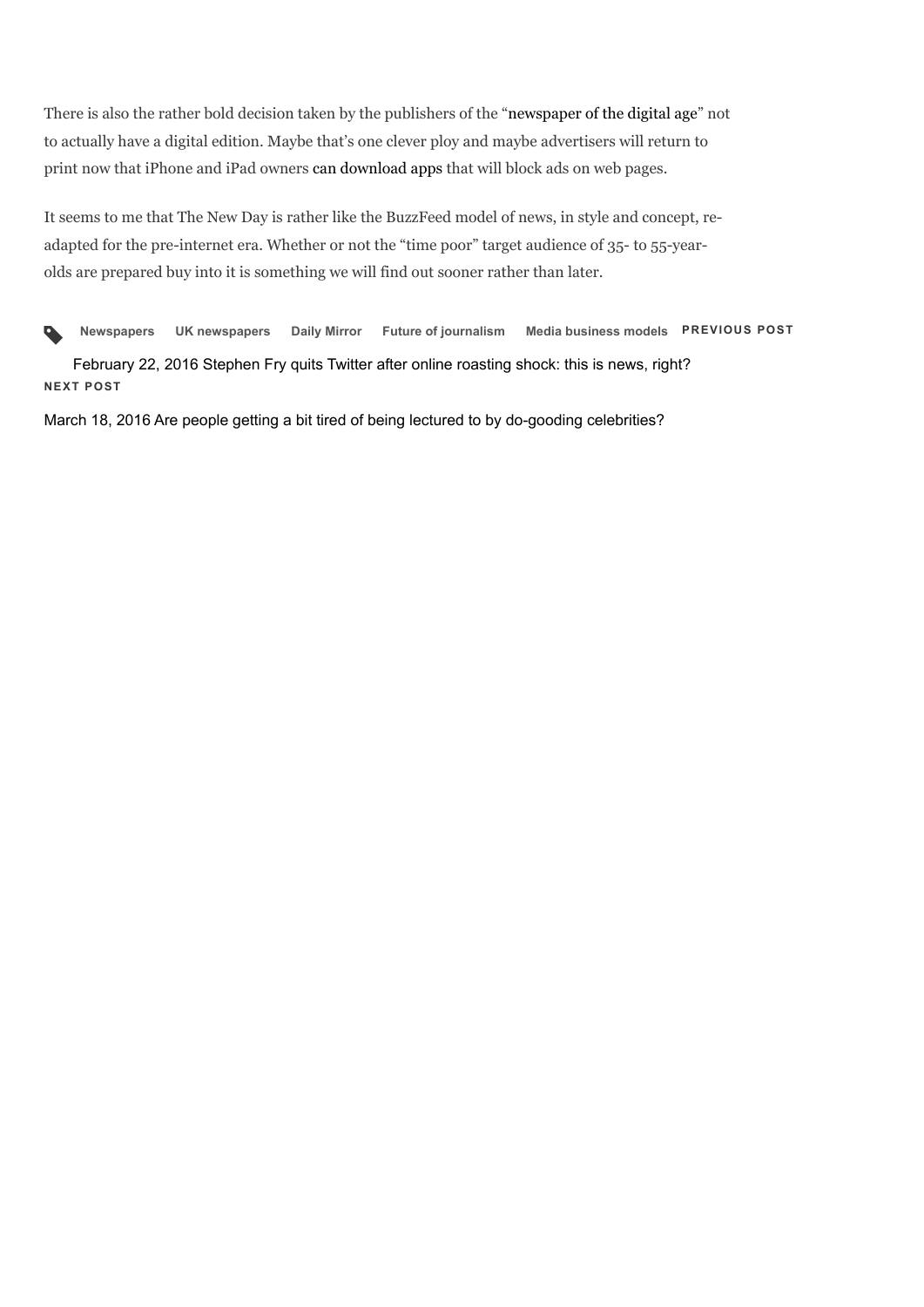There is also the rather bold decision taken by the publishers of the "newspaper of the digital age" not to actually have a digital edition. Maybe that's one clever ploy and maybe advertisers will return to print now that iPhone and iPad owners can download apps that will block ads on web pages.

It seems to me that The New Day is rather like the BuzzFeed model of news, in style and concept, re-adapted for the pre-internet era. Whether or not the "time poor" target audience of 35- to 55-year-olds are prepared buy into it is something we will find out sooner rather than later.

**Newspapers** **UK newspapers** **Daily Mirror** **Future of journalism** **Media business models**

**PREVIOUS POST**

February 22, 2016 Stephen Fry quits Twitter after online roasting shock: this is news, right?

**NEXT POST**

March 18, 2016 Are people getting a bit tired of being lectured to by do-gooding celebrities?